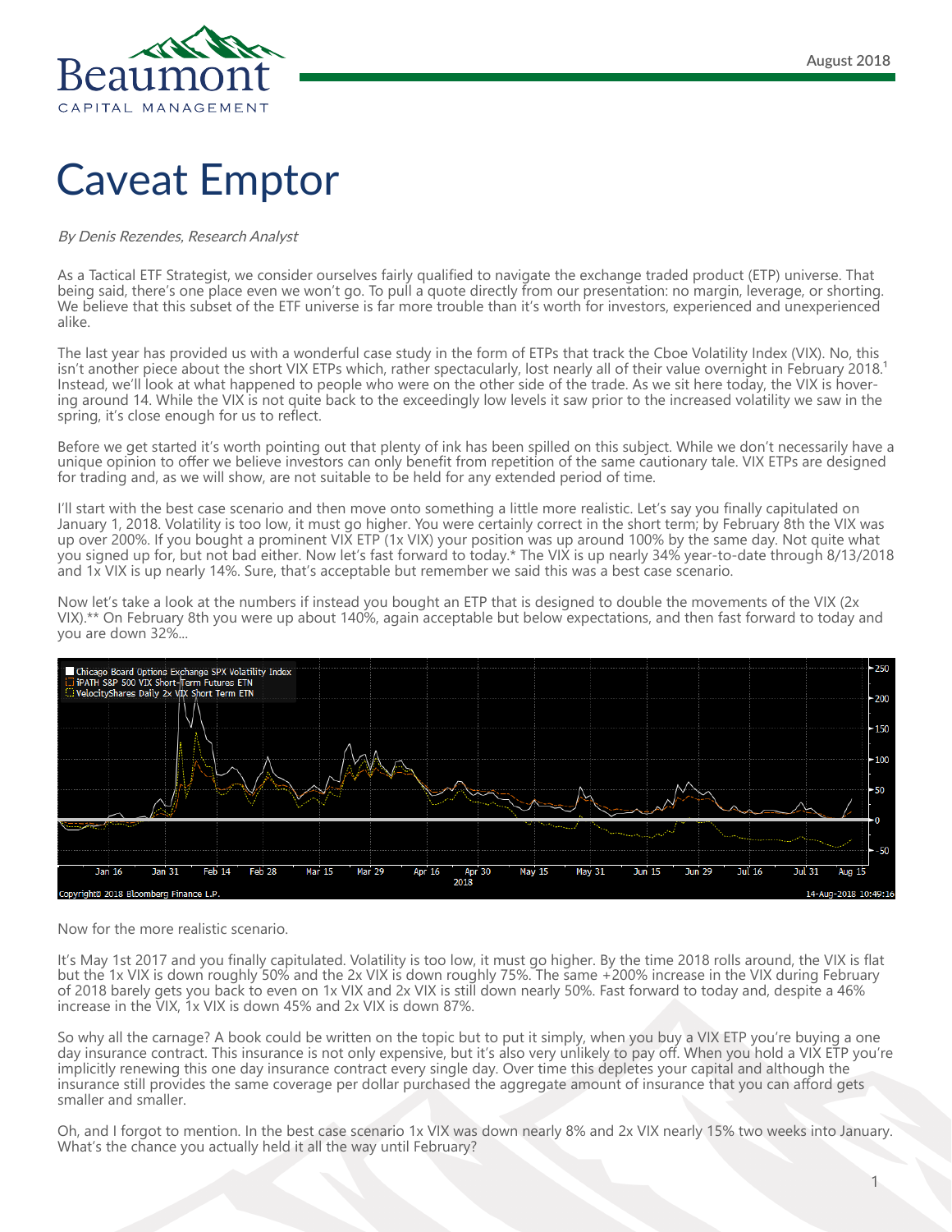# Caveat Emptor

*By Denis Rezendes, Research Analyst*

As a Tactical ETF Strategist, we consider ourselves fairly qualified to navigate the exchange traded product (ETP) universe. That being said, there's one place even we won't go. To pull a quote directly from our presentation: no margin, leverage, or shorting. We believe that this subset of the ETF universe is far more trouble than it's worth for investors, experienced and unexperienced alike.

The last year has provided us with a wonderful case study in the form of ETPs that track the Cboe Volatility Index (VIX). No, this isn't another piece about the short VIX ETPs which, rather spectacularly, lost nearly all of their value overnight in February 2018.[1] Instead, we'll look at what happened to people who were on the other side of the trade. As we sit here today, the VIX is hovering around 14. While the VIX is not quite back to the exceedingly low levels it saw prior to the increased volatility we saw in the spring, it's close enough for us to reflect.

Before we get started it's worth pointing out that plenty of ink has been spilled on this subject. While we don't necessarily have a unique opinion to offer we believe investors can only benefit from repetition of the same cautionary tale. VIX ETPs are designed for trading and, as we will show, are not suitable to be held for any extended period of time.

I'll start with the best case scenario and then move onto something a little more realistic. Let's say you finally capitulated on January 1, 2018. Volatility is too low, it must go higher. You were certainly correct in the short term; by February 8th the VIX was up over 200%. If you bought a prominent VIX ETP (1x VIX) your position was up around 100% by the same day. Not quite what you signed up for, but not bad either. Now let's fast forward to today.* The VIX is up nearly 34% year-to-date through 8/13/2018 and 1x VIX is up nearly 14%. Sure, that's acceptable but remember we said this was a best case scenario.

Now let's take a look at the numbers if instead you bought an ETP that is designed to double the movements of the VIX (2x VIX).** On February 8th you were up about 140%, again acceptable but below expectations, and then fast forward to today and you are down 32%...

Now for the more realistic scenario.

It's May 1st 2017 and you finally capitulated. Volatility is too low, it must go higher. By the time 2018 rolls around, the VIX is flat but the 1x VIX is down roughly 50% and the 2x VIX is down roughly 75%. The same +200% increase in the VIX during February of 2018 barely gets you back to even on 1x VIX and 2x VIX is still down nearly 50%. Fast forward to today and, despite a 46% increase in the VIX, 1x VIX is down 45% and 2x VIX is down 87%.

So why all the carnage? A book could be written on the topic but to put it simply, when you buy a VIX ETP you're buying a one day insurance contract. This insurance is not only expensive, but it's also very unlikely to pay off. When you hold a VIX ETP you're implicitly renewing this one day insurance contract every single day. Over time this depletes your capital and although the insurance still provides the same coverage per dollar purchased the aggregate amount of insurance that you can afford gets smaller and smaller.

Oh, and I forgot to mention. In the best case scenario 1x VIX was down nearly 8% and 2x VIX nearly 15% two weeks into January. What's the chance you actually held it all the way until February?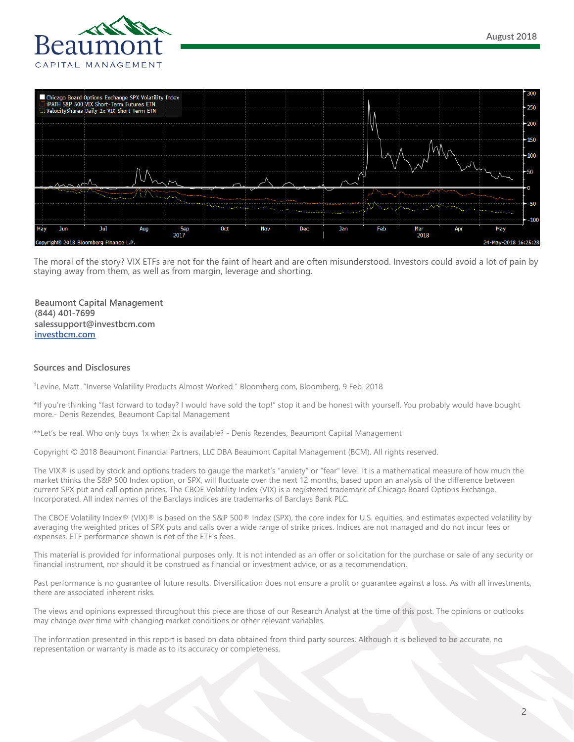Chicago Board Options Exchange SPX Volatility Index
iPATH S&P 500 VIX Short-Term Futures ETN
VelocityShares Daily 2x VIX Short Term ETN

300
250
200
150
100
50
0
-50
-100

May Jun Jul Aug Sep Oct Nov Dec Jan Feb Mar Apr May
2017 2018

Copyright© 2018 Bloomberg Finance L.P.
24-May-2018 16:25:28

The moral of the story? VIX ETFs are not for the faint of heart and are often misunderstood. Investors could avoid a lot of pain by staying away from them, as well as from margin, leverage and shorting.

**Beaumont Capital Management**
**(844) 401-7699**
**salessupport@investbcm.com**
**investbcm.com**

### Sources and Disclosures

[1]Levine, Matt. "Inverse Volatility Products Almost Worked." Bloomberg.com, Bloomberg, 9 Feb. 2018

*If you're thinking "fast forward to today? I would have sold the top!" stop it and be honest with yourself. You probably would have bought more.- Denis Rezendes, Beaumont Capital Management

**Let's be real. Who only buys 1x when 2x is available? - Denis Rezendes, Beaumont Capital Management

Copyright © 2018 Beaumont Financial Partners, LLC DBA Beaumont Capital Management (BCM). All rights reserved.

The VIX® is used by stock and options traders to gauge the market's "anxiety" or "fear" level. It is a mathematical measure of how much the market thinks the S&P 500 Index option, or SPX, will fluctuate over the next 12 months, based upon an analysis of the difference between current SPX put and call option prices. The CBOE Volatility Index (VIX) is a registered trademark of Chicago Board Options Exchange, Incorporated. All index names of the Barclays indices are trademarks of Barclays Bank PLC.

The CBOE Volatility Index® (VIX)® is based on the S&P 500® Index (SPX), the core index for U.S. equities, and estimates expected volatility by averaging the weighted prices of SPX puts and calls over a wide range of strike prices. Indices are not managed and do not incur fees or expenses. ETF performance shown is net of the ETF's fees.

This material is provided for informational purposes only. It is not intended as an offer or solicitation for the purchase or sale of any security or financial instrument, nor should it be construed as financial or investment advice, or as a recommendation.

Past performance is no guarantee of future results. Diversification does not ensure a profit or guarantee against a loss. As with all investments, there are associated inherent risks.

The views and opinions expressed throughout this piece are those of our Research Analyst at the time of this post. The opinions or outlooks may change over time with changing market conditions or other relevant variables.

The information presented in this report is based on data obtained from third party sources. Although it is believed to be accurate, no representation or warranty is made as to its accuracy or completeness.